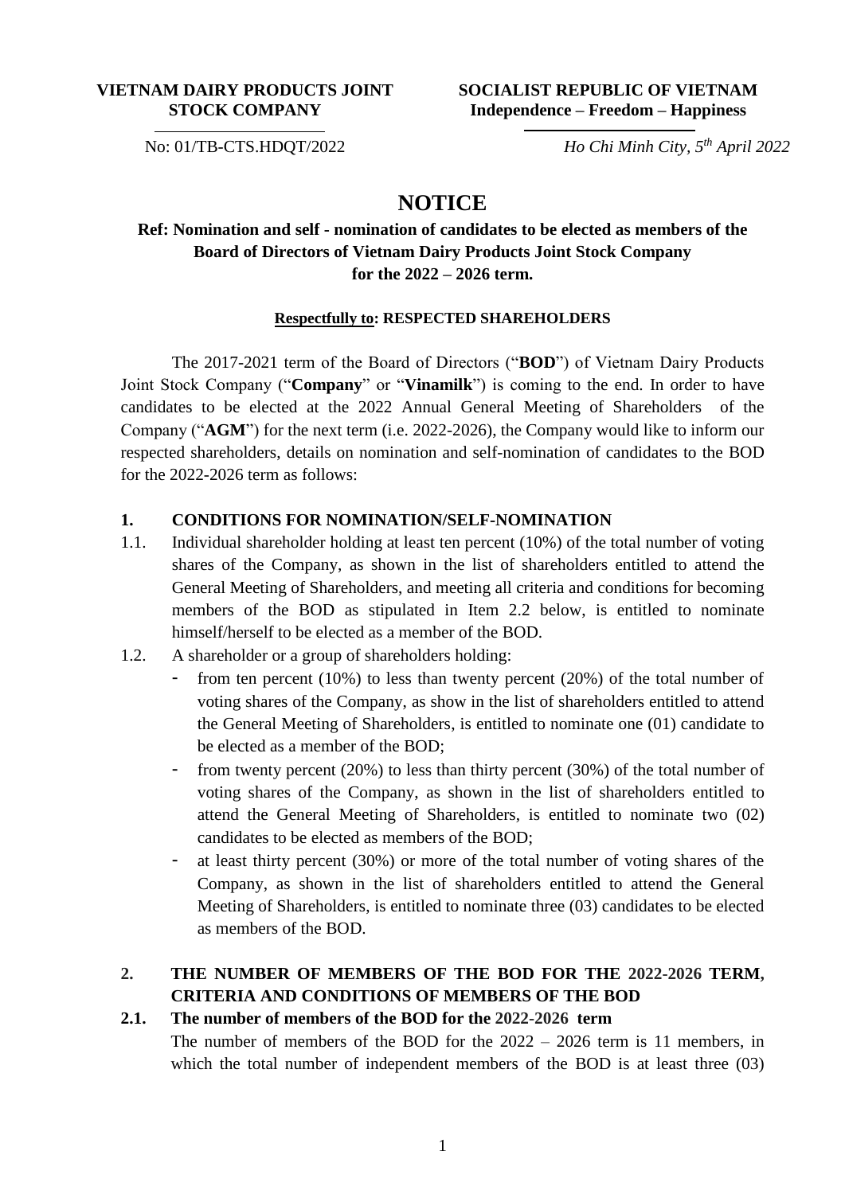**VIETNAM DAIRY PRODUCTS JOINT STOCK COMPANY**

**SOCIALIST REPUBLIC OF VIETNAM**
**Independence – Freedom – Happiness**

No: 01/TB-CTS.HDQT/2022

*Ho Chi Minh City, 5th April 2022*

# NOTICE

**Ref: Nomination and self - nomination of candidates to be elected as members of the Board of Directors of Vietnam Dairy Products Joint Stock Company for the 2022 – 2026 term.**

**Respectfully to: RESPECTED SHAREHOLDERS**

The 2017-2021 term of the Board of Directors ("**BOD**") of Vietnam Dairy Products Joint Stock Company ("**Company**" or "**Vinamilk**") is coming to the end. In order to have candidates to be elected at the 2022 Annual General Meeting of Shareholders of the Company ("**AGM**") for the next term (i.e. 2022-2026), the Company would like to inform our respected shareholders, details on nomination and self-nomination of candidates to the BOD for the 2022-2026 term as follows:

## 1. CONDITIONS FOR NOMINATION/SELF-NOMINATION

1.1. Individual shareholder holding at least ten percent (10%) of the total number of voting shares of the Company, as shown in the list of shareholders entitled to attend the General Meeting of Shareholders, and meeting all criteria and conditions for becoming members of the BOD as stipulated in Item 2.2 below, is entitled to nominate himself/herself to be elected as a member of the BOD.

1.2. A shareholder or a group of shareholders holding:

- from ten percent (10%) to less than twenty percent (20%) of the total number of voting shares of the Company, as show in the list of shareholders entitled to attend the General Meeting of Shareholders, is entitled to nominate one (01) candidate to be elected as a member of the BOD;
- from twenty percent (20%) to less than thirty percent (30%) of the total number of voting shares of the Company, as shown in the list of shareholders entitled to attend the General Meeting of Shareholders, is entitled to nominate two (02) candidates to be elected as members of the BOD;
- at least thirty percent (30%) or more of the total number of voting shares of the Company, as shown in the list of shareholders entitled to attend the General Meeting of Shareholders, is entitled to nominate three (03) candidates to be elected as members of the BOD.

## 2. THE NUMBER OF MEMBERS OF THE BOD FOR THE 2022-2026 TERM, CRITERIA AND CONDITIONS OF MEMBERS OF THE BOD

### 2.1. The number of members of the BOD for the 2022-2026 term

The number of members of the BOD for the 2022 – 2026 term is 11 members, in which the total number of independent members of the BOD is at least three (03)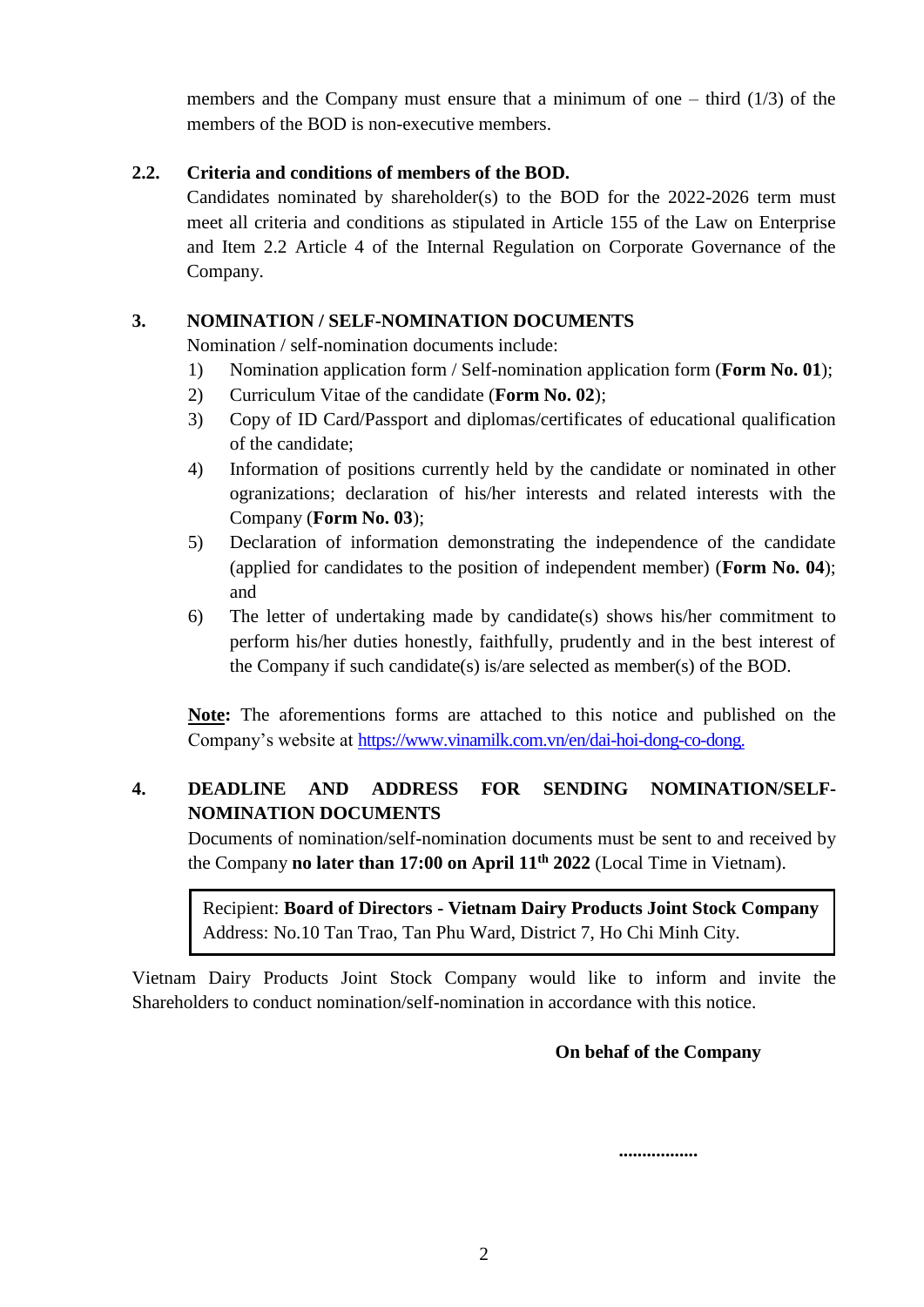members and the Company must ensure that a minimum of one – third (1/3) of the members of the BOD is non-executive members.

**2.2. Criteria and conditions of members of the BOD.**

Candidates nominated by shareholder(s) to the BOD for the 2022-2026 term must meet all criteria and conditions as stipulated in Article 155 of the Law on Enterprise and Item 2.2 Article 4 of the Internal Regulation on Corporate Governance of the Company.

## 3. NOMINATION / SELF-NOMINATION DOCUMENTS

Nomination / self-nomination documents include:

1) Nomination application form / Self-nomination application form (**Form No. 01**);
2) Curriculum Vitae of the candidate (**Form No. 02**);
3) Copy of ID Card/Passport and diplomas/certificates of educational qualification of the candidate;
4) Information of positions currently held by the candidate or nominated in other ogranizations; declaration of his/her interests and related interests with the Company (**Form No. 03**);
5) Declaration of information demonstrating the independence of the candidate (applied for candidates to the position of independent member) (**Form No. 04**); and
6) The letter of undertaking made by candidate(s) shows his/her commitment to perform his/her duties honestly, faithfully, prudently and in the best interest of the Company if such candidate(s) is/are selected as member(s) of the BOD.

**Note:** The aforementions forms are attached to this notice and published on the Company's website at https://www.vinamilk.com.vn/en/dai-hoi-dong-co-dong.

## 4. DEADLINE AND ADDRESS FOR SENDING NOMINATION/SELF-NOMINATION DOCUMENTS

Documents of nomination/self-nomination documents must be sent to and received by the Company **no later than 17:00 on April 11th 2022** (Local Time in Vietnam).

Recipient: **Board of Directors - Vietnam Dairy Products Joint Stock Company**
Address: No.10 Tan Trao, Tan Phu Ward, District 7, Ho Chi Minh City.

Vietnam Dairy Products Joint Stock Company would like to inform and invite the Shareholders to conduct nomination/self-nomination in accordance with this notice.

**On behaf of the Company**

**.................**